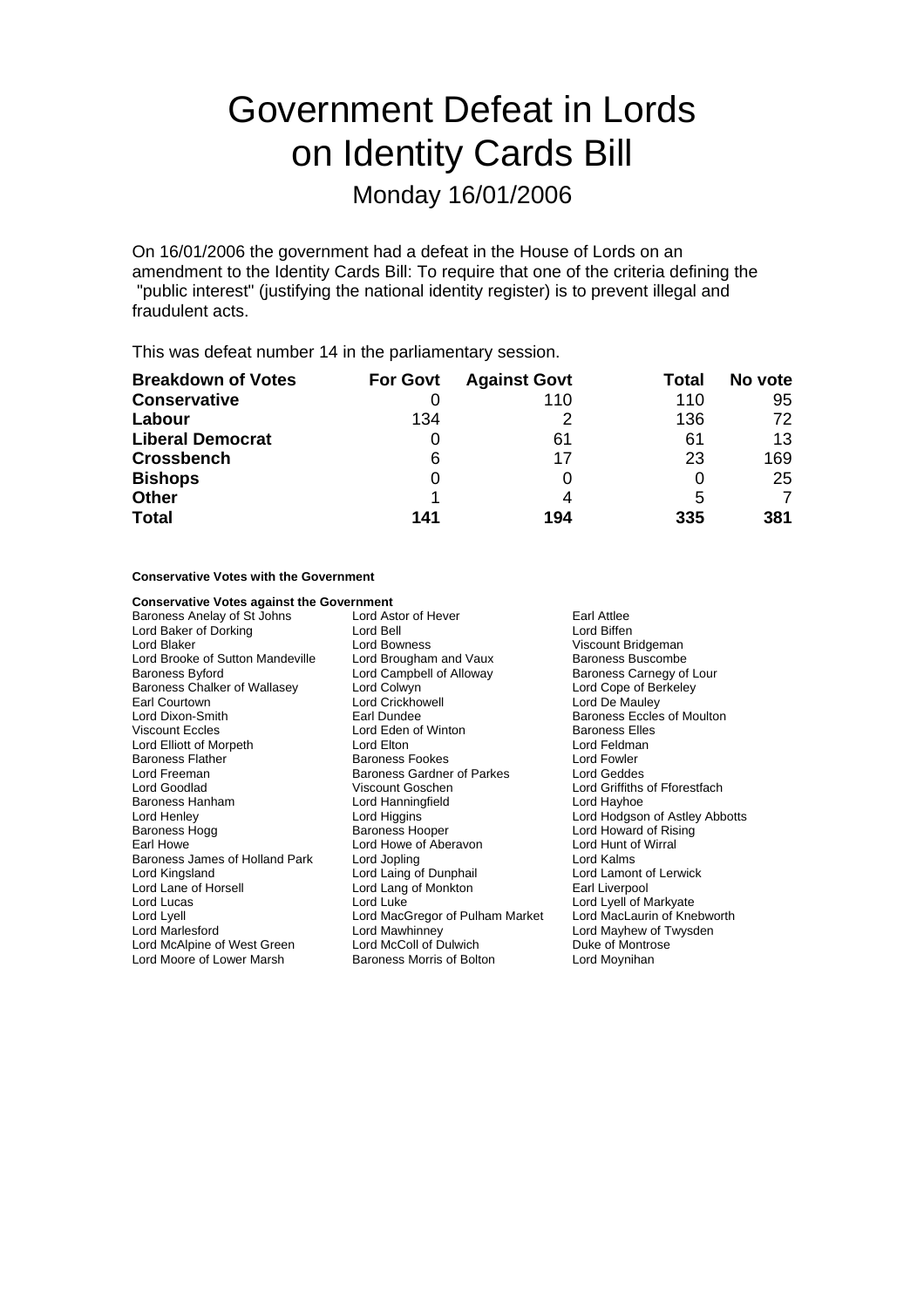# Government Defeat in Lords on Identity Cards Bill

Monday 16/01/2006

On 16/01/2006 the government had a defeat in the House of Lords on an amendment to the Identity Cards Bill: To require that one of the criteria defining the "public interest" (justifying the national identity register) is to prevent illegal and fraudulent acts.

This was defeat number 14 in the parliamentary session.

| Breakdown of Votes | For Govt | Against Govt | Total | No vote |
|---|---|---|---|---|
| **Conservative** | 0 | 110 | 110 | 95 |
| **Labour** | 134 | 2 | 136 | 72 |
| **Liberal Democrat** | 0 | 61 | 61 | 13 |
| **Crossbench** | 6 | 17 | 23 | 169 |
| **Bishops** | 0 | 0 | 0 | 25 |
| **Other** | 1 | 4 | 5 | 7 |
| **Total** | **141** | **194** | **335** | **381** |

**Conservative Votes with the Government**

**Conservative Votes against the Government**

Baroness Anelay of St Johns
Lord Astor of Hever
Earl Attlee
Lord Baker of Dorking
Lord Bell
Lord Biffen
Lord Blaker
Lord Bowness
Viscount Bridgeman
Lord Brooke of Sutton Mandeville
Lord Brougham and Vaux
Baroness Buscombe
Baroness Byford
Lord Campbell of Alloway
Baroness Carnegy of Lour
Baroness Chalker of Wallasey
Lord Colwyn
Lord Cope of Berkeley
Earl Courtown
Lord Crickhowell
Lord De Mauley
Lord Dixon-Smith
Earl Dundee
Baroness Eccles of Moulton
Viscount Eccles
Lord Eden of Winton
Baroness Elles
Lord Elliott of Morpeth
Lord Elton
Lord Feldman
Baroness Flather
Baroness Fookes
Lord Fowler
Lord Freeman
Baroness Gardner of Parkes
Lord Geddes
Lord Goodlad
Viscount Goschen
Lord Griffiths of Fforestfach
Baroness Hanham
Lord Hanningfield
Lord Hayhoe
Lord Henley
Lord Higgins
Lord Hodgson of Astley Abbotts
Baroness Hogg
Baroness Hooper
Lord Howard of Rising
Earl Howe
Lord Howe of Aberavon
Lord Hunt of Wirral
Baroness James of Holland Park
Lord Jopling
Lord Kalms
Lord Kingsland
Lord Laing of Dunphail
Lord Lamont of Lerwick
Lord Lane of Horsell
Lord Lang of Monkton
Earl Liverpool
Lord Lucas
Lord Luke
Lord Lyell of Markyate
Lord Lyell
Lord MacGregor of Pulham Market
Lord MacLaurin of Knebworth
Lord Marlesford
Lord Mawhinney
Lord Mayhew of Twysden
Lord McAlpine of West Green
Lord McColl of Dulwich
Duke of Montrose
Lord Moore of Lower Marsh
Baroness Morris of Bolton
Lord Moynihan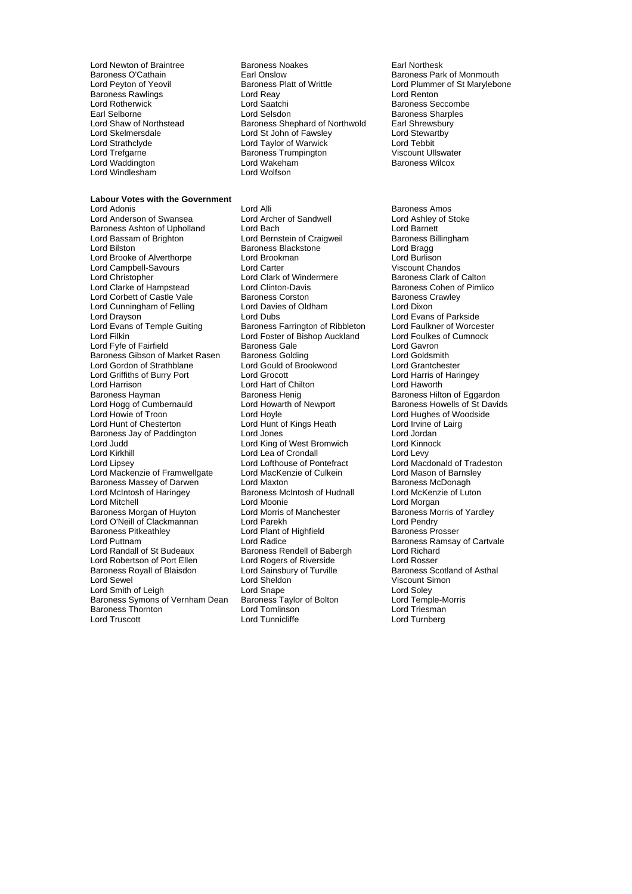Lord Newton of Braintree
Baroness Noakes
Earl Northesk
Baroness O'Cathain
Earl Onslow
Baroness Park of Monmouth
Lord Peyton of Yeovil
Baroness Platt of Writtle
Lord Plummer of St Marylebone
Baroness Rawlings
Lord Reay
Lord Renton
Lord Rotherwick
Lord Saatchi
Baroness Seccombe
Earl Selborne
Lord Selsdon
Baroness Sharples
Lord Shaw of Northstead
Baroness Shephard of Northwold
Earl Shrewsbury
Lord Skelmersdale
Lord St John of Fawsley
Lord Stewartby
Lord Strathclyde
Lord Taylor of Warwick
Lord Tebbit
Lord Trefgarne
Baroness Trumpington
Viscount Ullswater
Lord Waddington
Lord Wakeham
Baroness Wilcox
Lord Windlesham
Lord Wolfson

**Labour Votes with the Government**

Lord Adonis
Lord Alli
Baroness Amos
Lord Anderson of Swansea
Lord Archer of Sandwell
Lord Ashley of Stoke
Baroness Ashton of Upholland
Lord Bach
Lord Barnett
Lord Bassam of Brighton
Lord Bernstein of Craigweil
Baroness Billingham
Lord Bilston
Baroness Blackstone
Lord Bragg
Lord Brooke of Alverthorpe
Lord Brookman
Lord Burlison
Lord Campbell-Savours
Lord Carter
Viscount Chandos
Lord Christopher
Lord Clark of Windermere
Baroness Clark of Calton
Lord Clarke of Hampstead
Lord Clinton-Davis
Baroness Cohen of Pimlico
Lord Corbett of Castle Vale
Baroness Corston
Baroness Crawley
Lord Cunningham of Felling
Lord Davies of Oldham
Lord Dixon
Lord Drayson
Lord Dubs
Lord Evans of Parkside
Lord Evans of Temple Guiting
Baroness Farrington of Ribbleton
Lord Faulkner of Worcester
Lord Filkin
Lord Foster of Bishop Auckland
Lord Foulkes of Cumnock
Lord Fyfe of Fairfield
Baroness Gale
Lord Gavron
Baroness Gibson of Market Rasen
Baroness Golding
Lord Goldsmith
Lord Gordon of Strathblane
Lord Gould of Brookwood
Lord Grantchester
Lord Griffiths of Burry Port
Lord Grocott
Lord Harris of Haringey
Lord Harrison
Lord Hart of Chilton
Lord Haworth
Baroness Hayman
Baroness Henig
Baroness Hilton of Eggardon
Lord Hogg of Cumbernauld
Lord Howarth of Newport
Baroness Howells of St Davids
Lord Howie of Troon
Lord Hoyle
Lord Hughes of Woodside
Lord Hunt of Chesterton
Lord Hunt of Kings Heath
Lord Irvine of Lairg
Baroness Jay of Paddington
Lord Jones
Lord Jordan
Lord Judd
Lord King of West Bromwich
Lord Kinnock
Lord Kirkhill
Lord Lea of Crondall
Lord Levy
Lord Lipsey
Lord Lofthouse of Pontefract
Lord Macdonald of Tradeston
Lord Mackenzie of Framwellgate
Lord MacKenzie of Culkein
Lord Mason of Barnsley
Baroness Massey of Darwen
Lord Maxton
Baroness McDonagh
Lord McIntosh of Haringey
Baroness McIntosh of Hudnall
Lord McKenzie of Luton
Lord Mitchell
Lord Moonie
Lord Morgan
Baroness Morgan of Huyton
Lord Morris of Manchester
Baroness Morris of Yardley
Lord O'Neill of Clackmannan
Lord Parekh
Lord Pendry
Baroness Pitkeathley
Lord Plant of Highfield
Baroness Prosser
Lord Puttnam
Lord Radice
Baroness Ramsay of Cartvale
Lord Randall of St Budeaux
Baroness Rendell of Babergh
Lord Richard
Lord Robertson of Port Ellen
Lord Rogers of Riverside
Lord Rosser
Baroness Royall of Blaisdon
Lord Sainsbury of Turville
Baroness Scotland of Asthal
Lord Sewel
Lord Sheldon
Viscount Simon
Lord Smith of Leigh
Lord Snape
Lord Soley
Baroness Symons of Vernham Dean
Baroness Taylor of Bolton
Lord Temple-Morris
Baroness Thornton
Lord Tomlinson
Lord Triesman
Lord Truscott
Lord Tunnicliffe
Lord Turnberg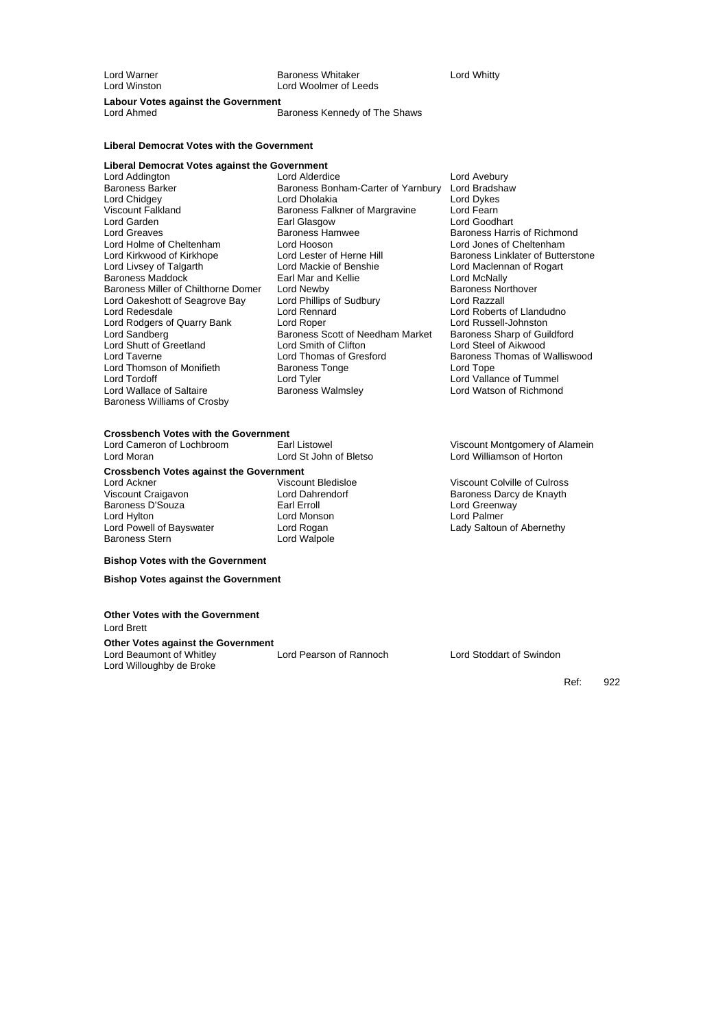Lord Warner
Baroness Whitaker
Lord Whitty
Lord Winston
Lord Woolmer of Leeds

**Labour Votes against the Government**

Lord Ahmed
Baroness Kennedy of The Shaws

**Liberal Democrat Votes with the Government**

**Liberal Democrat Votes against the Government**

Lord Addington
Lord Alderdice
Lord Avebury
Baroness Barker
Baroness Bonham-Carter of Yarnbury
Lord Bradshaw
Lord Chidgey
Lord Dholakia
Lord Dykes
Viscount Falkland
Baroness Falkner of Margravine
Lord Fearn
Lord Garden
Earl Glasgow
Lord Goodhart
Lord Greaves
Baroness Hamwee
Baroness Harris of Richmond
Lord Holme of Cheltenham
Lord Hooson
Lord Jones of Cheltenham
Lord Kirkwood of Kirkhope
Lord Lester of Herne Hill
Baroness Linklater of Butterstone
Lord Livsey of Talgarth
Lord Mackie of Benshie
Lord Maclennan of Rogart
Baroness Maddock
Earl Mar and Kellie
Lord McNally
Baroness Miller of Chilthorne Domer
Lord Newby
Baroness Northover
Lord Oakeshott of Seagrove Bay
Lord Phillips of Sudbury
Lord Razzall
Lord Redesdale
Lord Rennard
Lord Roberts of Llandudno
Lord Rodgers of Quarry Bank
Lord Roper
Lord Russell-Johnston
Lord Sandberg
Baroness Scott of Needham Market
Baroness Sharp of Guildford
Lord Shutt of Greetland
Lord Smith of Clifton
Lord Steel of Aikwood
Lord Taverne
Lord Thomas of Gresford
Baroness Thomas of Walliswood
Lord Thomson of Monifieth
Baroness Tonge
Lord Tope
Lord Tordoff
Lord Tyler
Lord Vallance of Tummel
Lord Wallace of Saltaire
Baroness Walmsley
Lord Watson of Richmond
Baroness Williams of Crosby

**Crossbench Votes with the Government**

Lord Cameron of Lochbroom
Earl Listowel
Viscount Montgomery of Alamein
Lord Moran
Lord St John of Bletso
Lord Williamson of Horton

**Crossbench Votes against the Government**

Lord Ackner
Viscount Bledisloe
Viscount Colville of Culross
Viscount Craigavon
Lord Dahrendorf
Baroness Darcy de Knayth
Baroness D'Souza
Earl Erroll
Lord Greenway
Lord Hylton
Lord Monson
Lord Palmer
Lord Powell of Bayswater
Lord Rogan
Lady Saltoun of Abernethy
Baroness Stern
Lord Walpole

**Bishop Votes with the Government**

**Bishop Votes against the Government**

**Other Votes with the Government**

Lord Brett

**Other Votes against the Government**

Lord Beaumont of Whitley
Lord Pearson of Rannoch
Lord Stoddart of Swindon
Lord Willoughby de Broke

Ref: 922